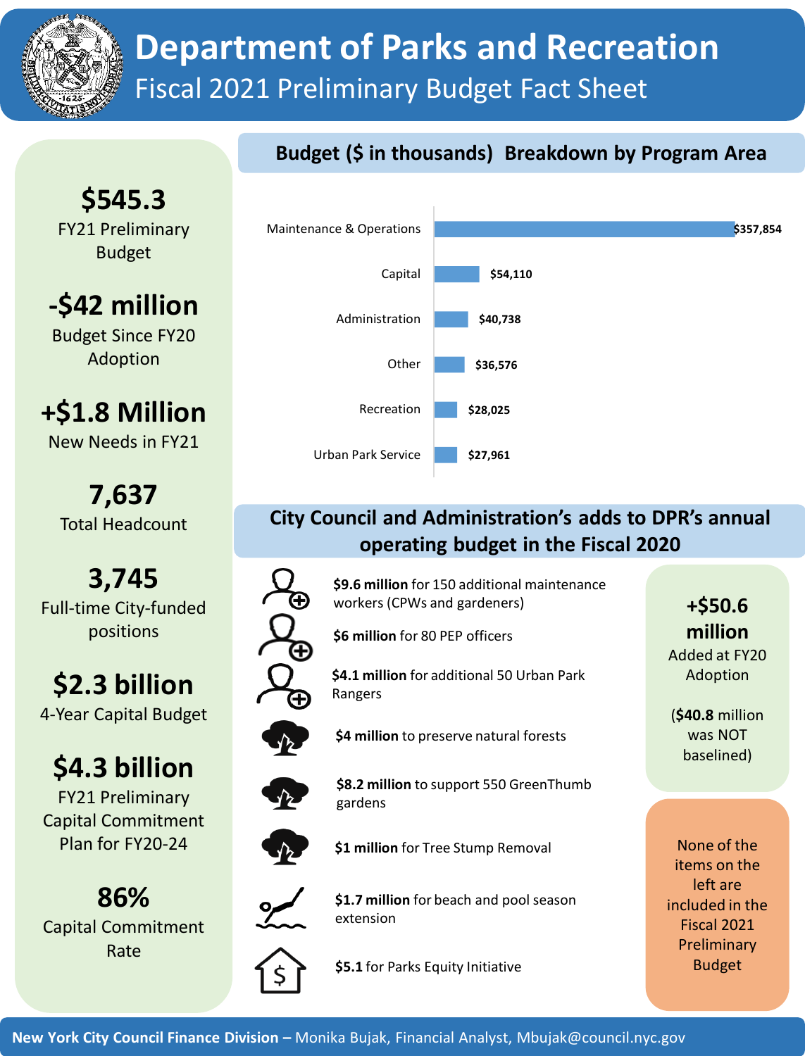# Department of Parks and Recreation

## Fiscal 2021 Preliminary Budget Fact Sheet

**$545.3**
FY21 Preliminary Budget

**-$42 million**
Budget Since FY20 Adoption

**+$1.8 Million**
New Needs in FY21

**7,637**
Total Headcount

**3,745**
Full-time City-funded positions

**$2.3 billion**
4-Year Capital Budget

**$4.3 billion**
FY21 Preliminary Capital Commitment Plan for FY20-24

**86%**
Capital Commitment Rate

### Budget ($ in thousands) Breakdown by Program Area

| Program Area | Budget |
|---|---|
| Maintenance & Operations | $357,854 |
| Capital | $54,110 |
| Administration | $40,738 |
| Other | $36,576 |
| Recreation | $28,025 |
| Urban Park Service | $27,961 |

### City Council and Administration's adds to DPR's annual operating budget in the Fiscal 2020

- **$9.6 million** for 150 additional maintenance workers (CPWs and gardeners)
- **$6 million** for 80 PEP officers
- **$4.1 million** for additional 50 Urban Park Rangers
- **$4 million** to preserve natural forests
- **$8.2 million** to support 550 GreenThumb gardens
- **$1 million** for Tree Stump Removal
- **$1.7 million** for beach and pool season extension
- **$5.1** for Parks Equity Initiative

**+$50.6 million**
Added at FY20 Adoption

(**$40.8** million was NOT baselined)

None of the items on the left are included in the Fiscal 2021 Preliminary Budget

**New York City Council Finance Division –** Monika Bujak, Financial Analyst, Mbujak@council.nyc.gov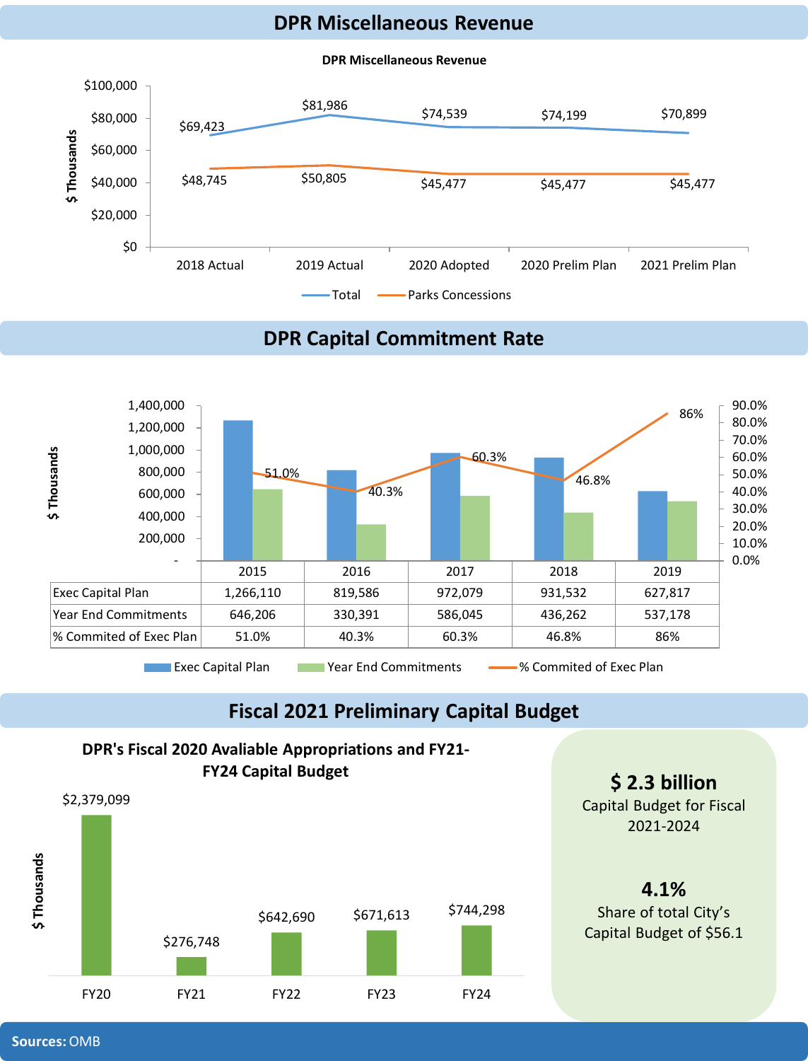## DPR Miscellaneous Revenue

DPR Miscellaneous Revenue

$ Thousands

$100,000
$80,000
$60,000
$40,000
$20,000
$0

$69,423
$81,986
$74,539
$74,199
$70,899

$48,745
$50,805
$45,477
$45,477
$45,477

2018 Actual
2019 Actual
2020 Adopted
2020 Prelim Plan
2021 Prelim Plan

Total
Parks Concessions

## DPR Capital Commitment Rate

$ Thousands

1,400,000
1,200,000
1,000,000
800,000
600,000
400,000
200,000
-

90.0%
80.0%
70.0%
60.0%
50.0%
40.0%
30.0%
20.0%
10.0%
0.0%

51.0%
40.3%
60.3%
46.8%
86%

| | 2015 | 2016 | 2017 | 2018 | 2019 |
|---|---|---|---|---|---|
| Exec Capital Plan | 1,266,110 | 819,586 | 972,079 | 931,532 | 627,817 |
| Year End Commitments | 646,206 | 330,391 | 586,045 | 436,262 | 537,178 |
| % Commited of Exec Plan | 51.0% | 40.3% | 60.3% | 46.8% | 86% |

Exec Capital Plan
Year End Commitments
% Commited of Exec Plan

## Fiscal 2021 Preliminary Capital Budget

**DPR's Fiscal 2020 Avaliable Appropriations and FY21-FY24 Capital Budget**

$ Thousands

$2,379,099
$276,748
$642,690
$671,613
$744,298

FY20
FY21
FY22
FY23
FY24

**$ 2.3 billion**
Capital Budget for Fiscal 2021-2024

**4.1%**
Share of total City's Capital Budget of $56.1

**Sources:** OMB